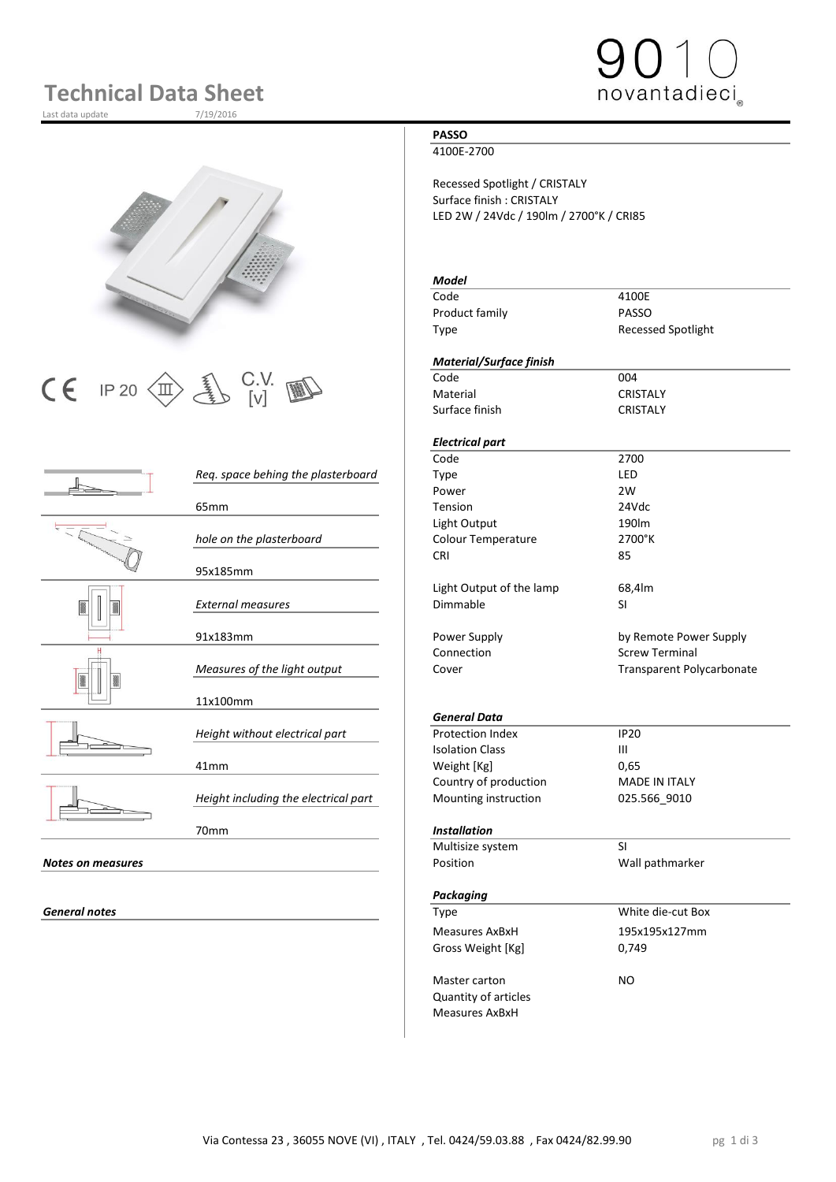# Technical Data Sheet

Last data update 7/19/2016

9010 novantadieci

IP 20 C.V. [v]

| | |
|---|---|
| *Req. space behing the plasterboard* | 65mm |
| *hole on the plasterboard* | 95x185mm |
| *External measures* | 91x183mm |
| *Measures of the light output* | 11x100mm |
| *Height without electrical part* | 41mm |
| *Height including the electrical part* | 70mm |

***Notes on measures***

***General notes***

**PASSO**

4100E-2700

Recessed Spotlight / CRISTALY
Surface finish : CRISTALY
LED 2W / 24Vdc / 190lm / 2700°K / CRI85

***Model***

| | |
|---|---|
| Code | 4100E |
| Product family | PASSO |
| Type | Recessed Spotlight |

***Material/Surface finish***

| | |
|---|---|
| Code | 004 |
| Material | CRISTALY |
| Surface finish | CRISTALY |

***Electrical part***

| | |
|---|---|
| Code | 2700 |
| Type | LED |
| Power | 2W |
| Tension | 24Vdc |
| Light Output | 190lm |
| Colour Temperature | 2700°K |
| CRI | 85 |
| Light Output of the lamp | 68,4lm |
| Dimmable | SI |
| Power Supply | by Remote Power Supply |
| Connection | Screw Terminal |
| Cover | Transparent Polycarbonate |

***General Data***

| | |
|---|---|
| Protection Index | IP20 |
| Isolation Class | III |
| Weight [Kg] | 0,65 |
| Country of production | MADE IN ITALY |
| Mounting instruction | 025.566_9010 |

***Installation***

| | |
|---|---|
| Multisize system | SI |
| Position | Wall pathmarker |

***Packaging***

| | |
|---|---|
| Type | White die-cut Box |
| Measures AxBxH | 195x195x127mm |
| Gross Weight [Kg] | 0,749 |
| Master carton | NO |
| Quantity of articles | |
| Measures AxBxH | |

Via Contessa 23 , 36055 NOVE (VI) , ITALY , Tel. 0424/59.03.88 , Fax 0424/82.99.90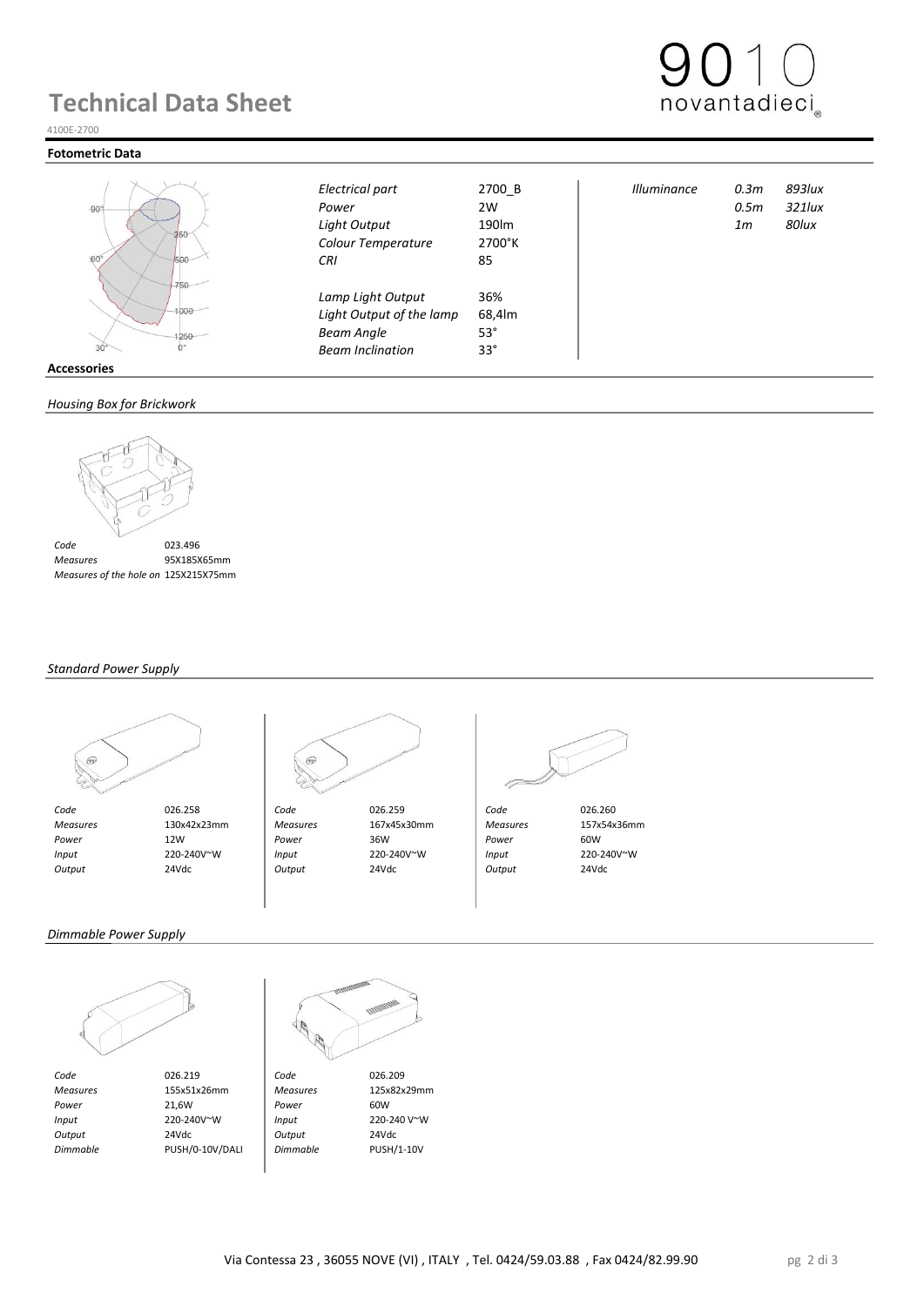# Technical Data Sheet

4100E-2700

## Fotometric Data

| | | | | |
|---|---|---|---|---|
| *Electrical part* | 2700_B | *Illuminance* | *0.3m* | *893lux* |
| *Power* | 2W | | *0.5m* | *321lux* |
| *Light Output* | 190lm | | *1m* | *80lux* |
| *Colour Temperature* | 2700°K | | | |
| *CRI* | 85 | | | |
| *Lamp Light Output* | 36% | | | |
| *Light Output of the lamp* | 68,4lm | | | |
| *Beam Angle* | 53° | | | |
| *Beam Inclination* | 33° | | | |

## Accessories

### *Housing Box for Brickwork*

| | |
|---|---|
| *Code* | 023.496 |
| *Measures* | 95X185X65mm |
| *Measures of the hole on* | 125X215X75mm |

### *Standard Power Supply*

| | | | | | |
|---|---|---|---|---|---|
| *Code* | 026.258 | *Code* | 026.259 | *Code* | 026.260 |
| *Measures* | 130x42x23mm | *Measures* | 167x45x30mm | *Measures* | 157x54x36mm |
| *Power* | 12W | *Power* | 36W | *Power* | 60W |
| *Input* | 220-240V~W | *Input* | 220-240V~W | *Input* | 220-240V~W |
| *Output* | 24Vdc | *Output* | 24Vdc | *Output* | 24Vdc |

### *Dimmable Power Supply*

| | | | |
|---|---|---|---|
| *Code* | 026.219 | *Code* | 026.209 |
| *Measures* | 155x51x26mm | *Measures* | 125x82x29mm |
| *Power* | 21,6W | *Power* | 60W |
| *Input* | 220-240V~W | *Input* | 220-240 V~W |
| *Output* | 24Vdc | *Output* | 24Vdc |
| *Dimmable* | PUSH/0-10V/DALI | *Dimmable* | PUSH/1-10V |

Via Contessa 23 , 36055 NOVE (VI) , ITALY , Tel. 0424/59.03.88 , Fax 0424/82.99.90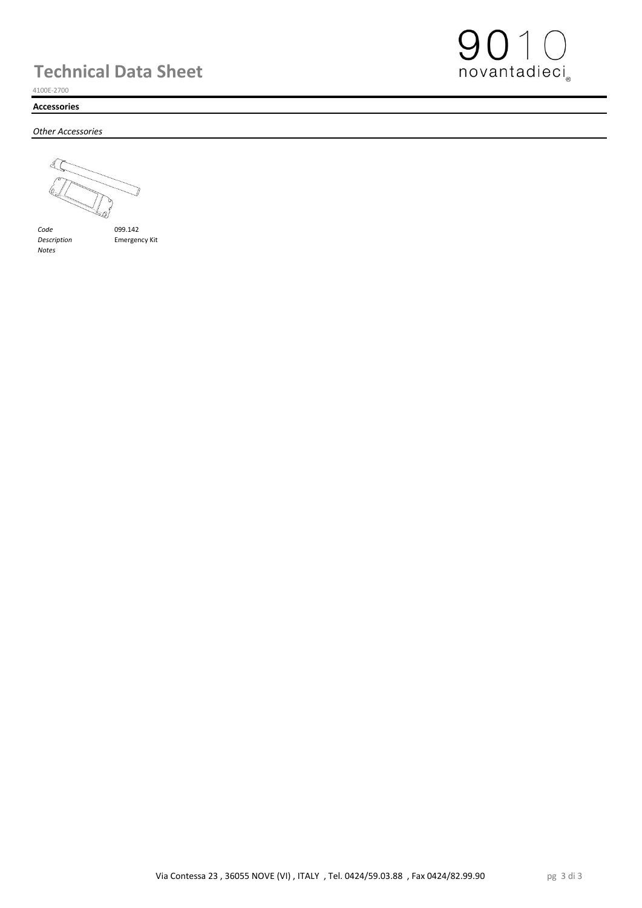## Accessories

### *Other Accessories*

| | |
|---|---|
| *Code* | 099.142 |
| *Description* | Emergency Kit |
| *Notes* | |